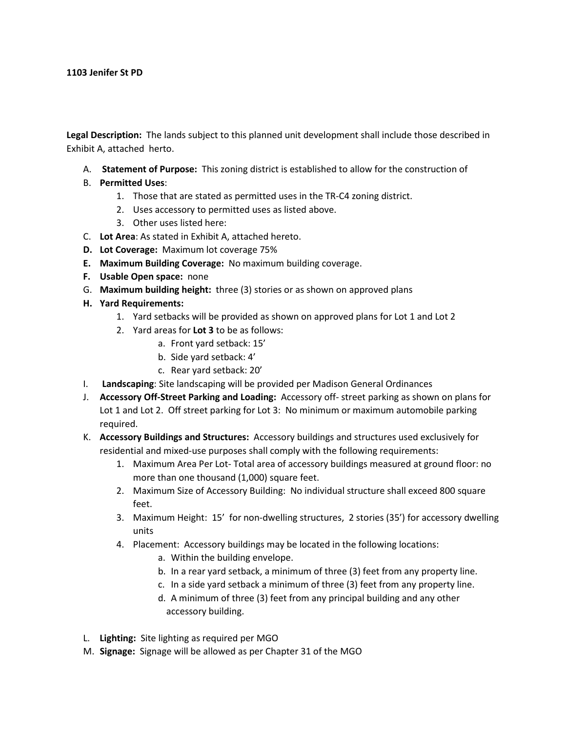**1103 Jenifer St PD**

**Legal Description:** The lands subject to this planned unit development shall include those described in Exhibit A, attached herto.

A. **Statement of Purpose:** This zoning district is established to allow for the construction of
B. **Permitted Uses**:
   1. Those that are stated as permitted uses in the TR-C4 zoning district.
   2. Uses accessory to permitted uses as listed above.
   3. Other uses listed here:
C. **Lot Area**: As stated in Exhibit A, attached hereto.
D. **Lot Coverage:** Maximum lot coverage 75%
E. **Maximum Building Coverage:** No maximum building coverage.
F. **Usable Open space:** none
G. **Maximum building height:** three (3) stories or as shown on approved plans
H. **Yard Requirements:**
   1. Yard setbacks will be provided as shown on approved plans for Lot 1 and Lot 2
   2. Yard areas for **Lot 3** to be as follows:
      a. Front yard setback: 15'
      b. Side yard setback: 4'
      c. Rear yard setback: 20'
I. **Landscaping**: Site landscaping will be provided per Madison General Ordinances
J. **Accessory Off-Street Parking and Loading:** Accessory off- street parking as shown on plans for Lot 1 and Lot 2. Off street parking for Lot 3: No minimum or maximum automobile parking required.
K. **Accessory Buildings and Structures:** Accessory buildings and structures used exclusively for residential and mixed-use purposes shall comply with the following requirements:
   1. Maximum Area Per Lot- Total area of accessory buildings measured at ground floor: no more than one thousand (1,000) square feet.
   2. Maximum Size of Accessory Building: No individual structure shall exceed 800 square feet.
   3. Maximum Height: 15' for non-dwelling structures, 2 stories (35') for accessory dwelling units
   4. Placement: Accessory buildings may be located in the following locations:
      a. Within the building envelope.
      b. In a rear yard setback, a minimum of three (3) feet from any property line.
      c. In a side yard setback a minimum of three (3) feet from any property line.
      d. A minimum of three (3) feet from any principal building and any other accessory building.
L. **Lighting:** Site lighting as required per MGO
M. **Signage:** Signage will be allowed as per Chapter 31 of the MGO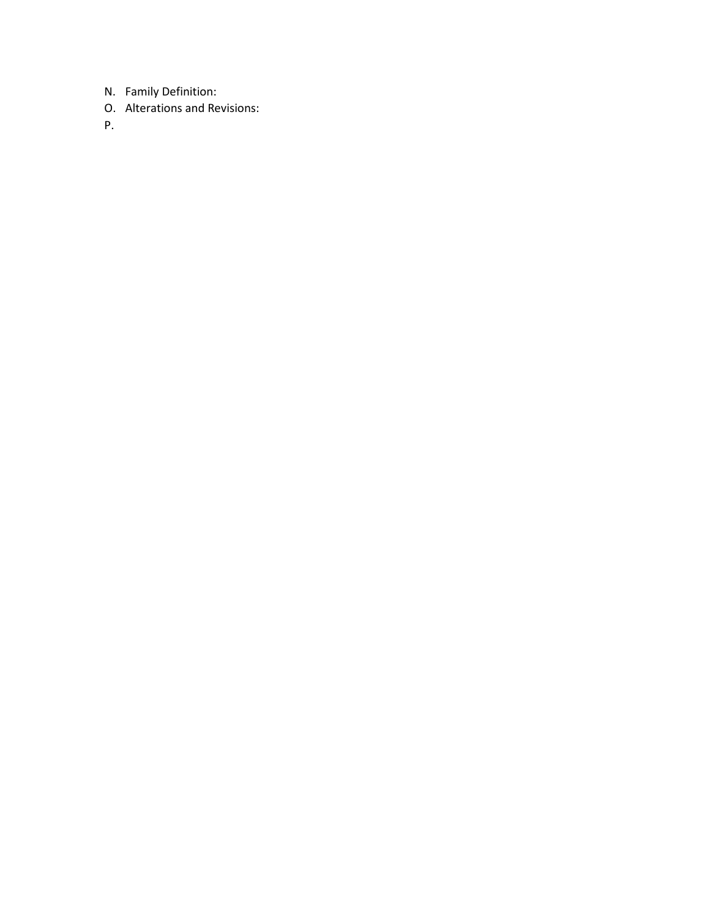N. Family Definition:
O. Alterations and Revisions:
P.